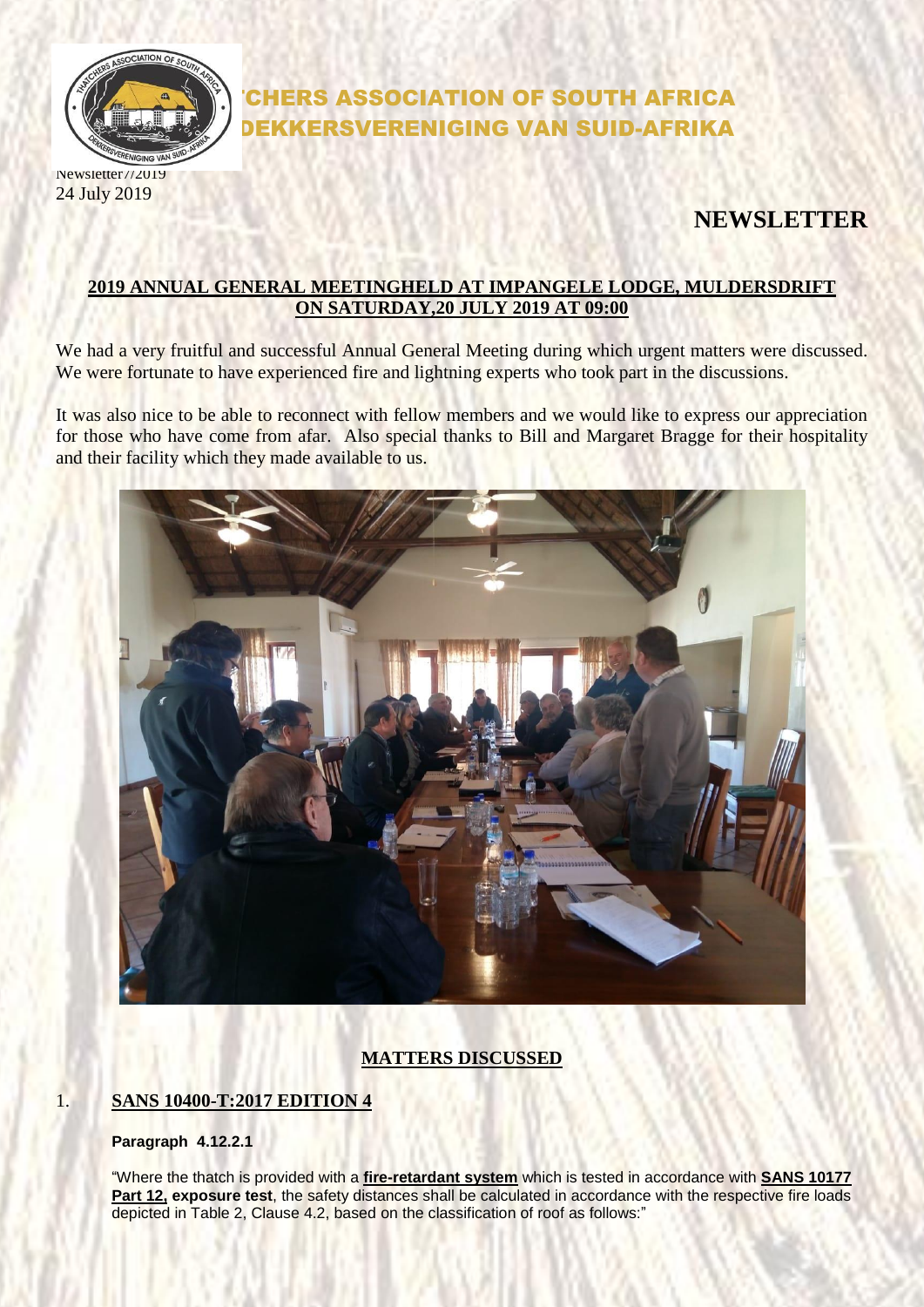# 'CHERS ASSOCIATION OF SOUTH AFRICA
# DEKKERSVERENIGING VAN SUID-AFRIKA

Newsletter7/2019
24 July 2019

## NEWSLETTER

**2019 ANNUAL GENERAL MEETINGHELD AT IMPANGELE LODGE, MULDERSDRIFT ON SATURDAY,20 JULY 2019 AT 09:00**

We had a very fruitful and successful Annual General Meeting during which urgent matters were discussed. We were fortunate to have experienced fire and lightning experts who took part in the discussions.

It was also nice to be able to reconnect with fellow members and we would like to express our appreciation for those who have come from afar. Also special thanks to Bill and Margaret Bragge for their hospitality and their facility which they made available to us.

### MATTERS DISCUSSED

1. **SANS 10400-T:2017 EDITION 4**

**Paragraph 4.12.2.1**

"Where the thatch is provided with a **fire-retardant system** which is tested in accordance with **SANS 10177 Part 12, exposure test**, the safety distances shall be calculated in accordance with the respective fire loads depicted in Table 2, Clause 4.2, based on the classification of roof as follows:"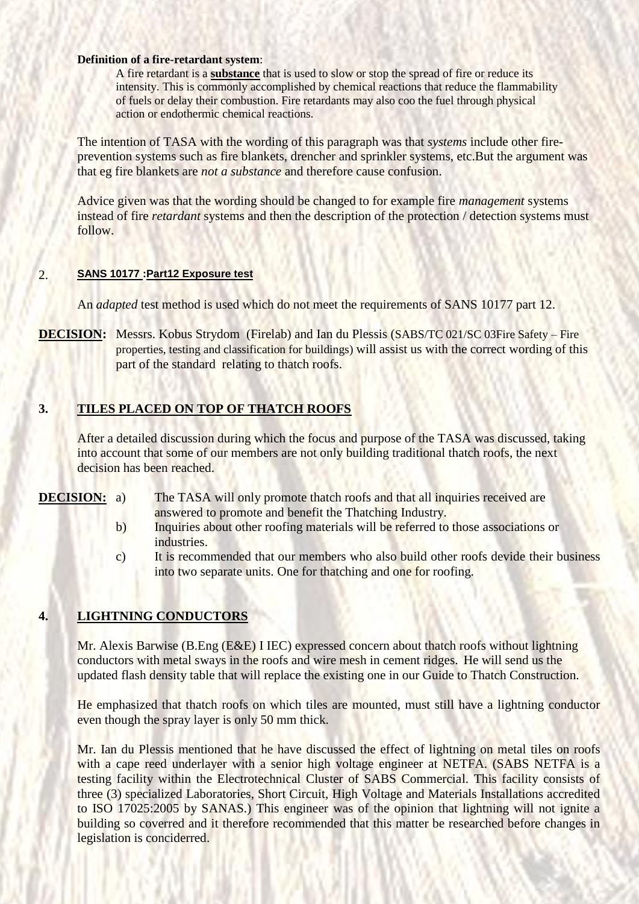**Definition of a fire-retardant system**:

> A fire retardant is a **substance** that is used to slow or stop the spread of fire or reduce its intensity. This is commonly accomplished by chemical reactions that reduce the flammability of fuels or delay their combustion. Fire retardants may also coo the fuel through physical action or endothermic chemical reactions.

The intention of TASA with the wording of this paragraph was that *systems* include other fire-prevention systems such as fire blankets, drencher and sprinkler systems, etc.But the argument was that eg fire blankets are *not a substance* and therefore cause confusion.

Advice given was that the wording should be changed to for example fire *management* systems instead of fire *retardant* systems and then the description of the protection / detection systems must follow.

## 2. SANS 10177 :Part12 Exposure test

An *adapted* test method is used which do not meet the requirements of SANS 10177 part 12.

**DECISION:** Messrs. Kobus Strydom (Firelab) and Ian du Plessis (SABS/TC 021/SC 03Fire Safety – Fire properties, testing and classification for buildings) will assist us with the correct wording of this part of the standard relating to thatch roofs.

## 3. TILES PLACED ON TOP OF THATCH ROOFS

After a detailed discussion during which the focus and purpose of the TASA was discussed, taking into account that some of our members are not only building traditional thatch roofs, the next decision has been reached.

**DECISION:**

a) The TASA will only promote thatch roofs and that all inquiries received are answered to promote and benefit the Thatching Industry.

b) Inquiries about other roofing materials will be referred to those associations or industries.

c) It is recommended that our members who also build other roofs devide their business into two separate units. One for thatching and one for roofing.

## 4. LIGHTNING CONDUCTORS

Mr. Alexis Barwise (B.Eng (E&E) I IEC) expressed concern about thatch roofs without lightning conductors with metal sways in the roofs and wire mesh in cement ridges. He will send us the updated flash density table that will replace the existing one in our Guide to Thatch Construction.

He emphasized that thatch roofs on which tiles are mounted, must still have a lightning conductor even though the spray layer is only 50 mm thick.

Mr. Ian du Plessis mentioned that he have discussed the effect of lightning on metal tiles on roofs with a cape reed underlayer with a senior high voltage engineer at NETFA. (SABS NETFA is a testing facility within the Electrotechnical Cluster of SABS Commercial. This facility consists of three (3) specialized Laboratories, Short Circuit, High Voltage and Materials Installations accredited to ISO 17025:2005 by SANAS.) This engineer was of the opinion that lightning will not ignite a building so coverred and it therefore recommended that this matter be researched before changes in legislation is conciderred.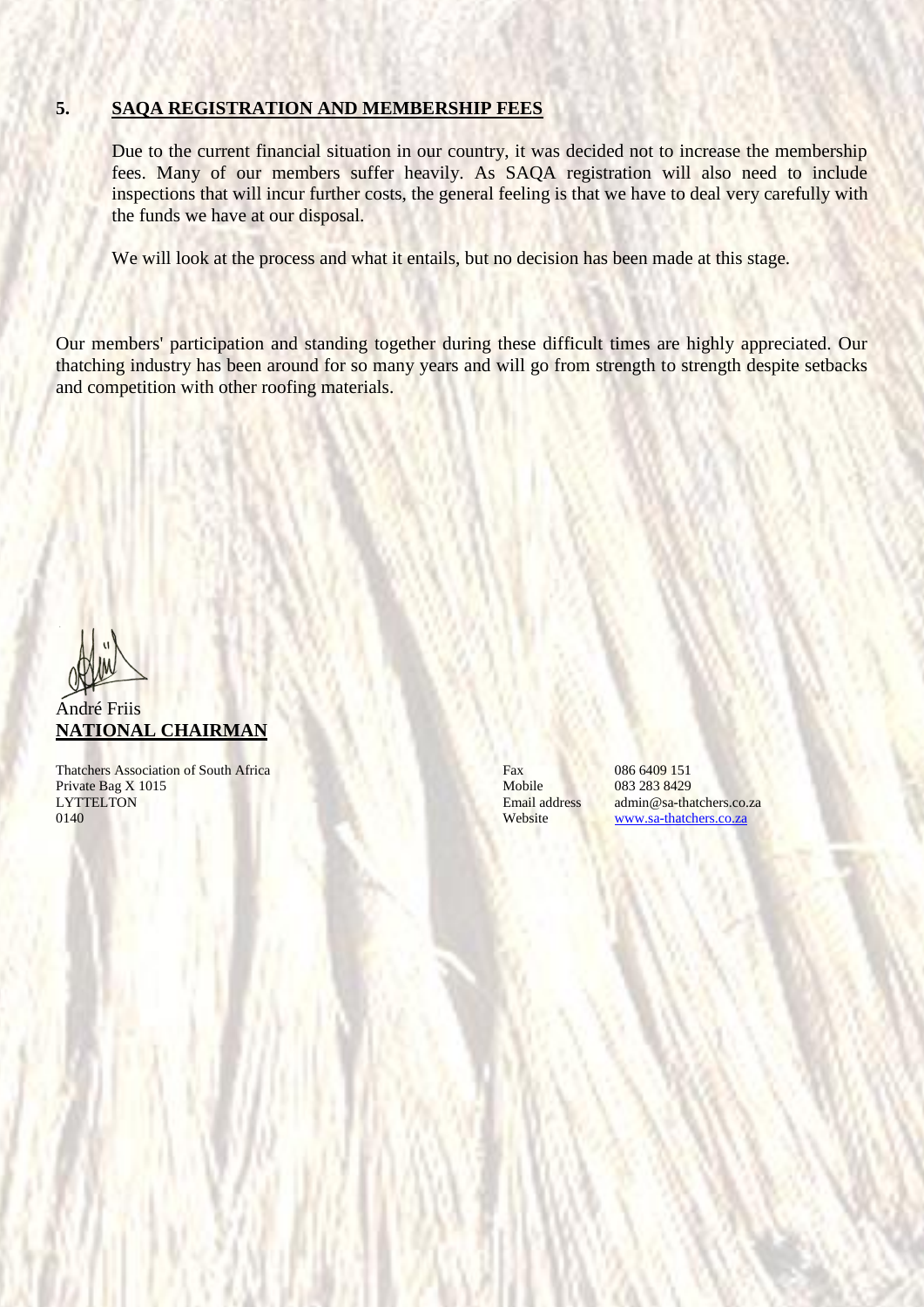## 5. SAQA REGISTRATION AND MEMBERSHIP FEES

Due to the current financial situation in our country, it was decided not to increase the membership fees. Many of our members suffer heavily. As SAQA registration will also need to include inspections that will incur further costs, the general feeling is that we have to deal very carefully with the funds we have at our disposal.

We will look at the process and what it entails, but no decision has been made at this stage.

Our members' participation and standing together during these difficult times are highly appreciated. Our thatching industry has been around for so many years and will go from strength to strength despite setbacks and competition with other roofing materials.

André Friis
**NATIONAL CHAIRMAN**

Thatchers Association of South Africa
Private Bag X 1015
LYTTELTON
0140

Fax 086 6409 151
Mobile 083 283 8429
Email address admin@sa-thatchers.co.za
Website www.sa-thatchers.co.za